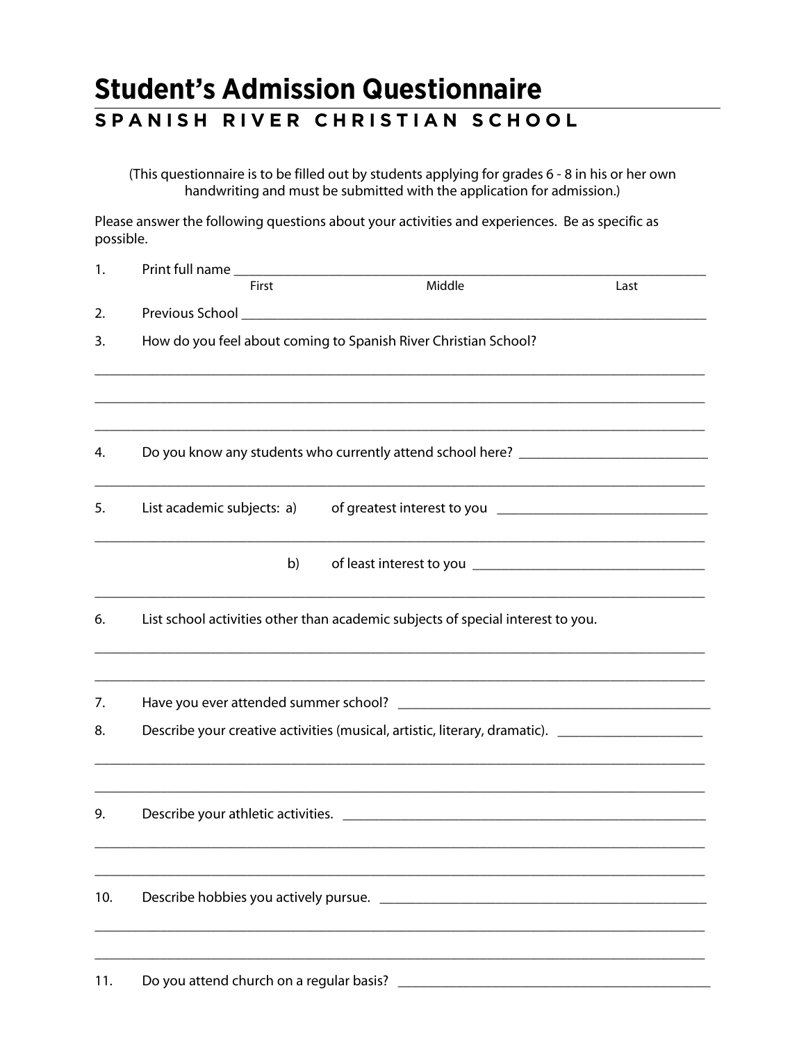# Student's Admission Questionnaire

## SPANISH RIVER CHRISTIAN SCHOOL

(This questionnaire is to be filled out by students applying for grades 6 - 8 in his or her own handwriting and must be submitted with the application for admission.)

Please answer the following questions about your activities and experiences. Be as specific as possible.

1. Print full name ______________________________________________________________________
   First Middle Last

2. Previous School ______________________________________________________________________

3. How do you feel about coming to Spanish River Christian School?

_______________________________________________________________________________

_______________________________________________________________________________

_______________________________________________________________________________

4. Do you know any students who currently attend school here? ___________________________

_______________________________________________________________________________

5. List academic subjects: a) of greatest interest to you ______________________________

_______________________________________________________________________________

   b) of least interest to you ________________________________

_______________________________________________________________________________

6. List school activities other than academic subjects of special interest to you.

_______________________________________________________________________________

_______________________________________________________________________________

7. Have you ever attended summer school? _____________________________________________

8. Describe your creative activities (musical, artistic, literary, dramatic). ____________________

_______________________________________________________________________________

_______________________________________________________________________________

9. Describe your athletic activities. __________________________________________________

_______________________________________________________________________________

_______________________________________________________________________________

10. Describe hobbies you actively pursue. ______________________________________________

_______________________________________________________________________________

_______________________________________________________________________________

11. Do you attend church on a regular basis? ____________________________________________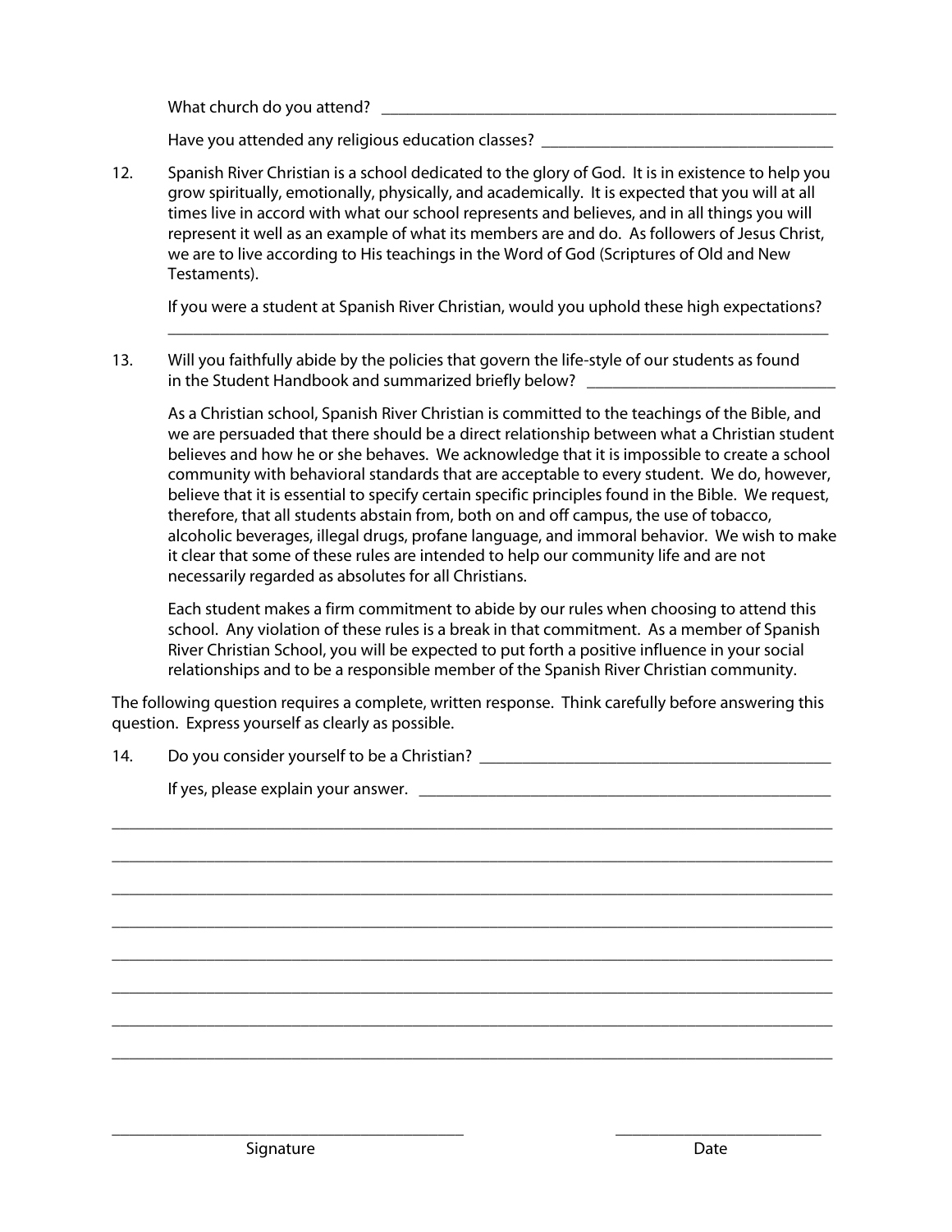What church do you attend? ________________________________________________________

Have you attended any religious education classes? ____________________________________

12. Spanish River Christian is a school dedicated to the glory of God. It is in existence to help you grow spiritually, emotionally, physically, and academically. It is expected that you will at all times live in accord with what our school represents and believes, and in all things you will represent it well as an example of what its members are and do. As followers of Jesus Christ, we are to live according to His teachings in the Word of God (Scriptures of Old and New Testaments).

    If you were a student at Spanish River Christian, would you uphold these high expectations?
    ____________________________________________________________________________________

13. Will you faithfully abide by the policies that govern the life-style of our students as found in the Student Handbook and summarized briefly below? ______________________________

    As a Christian school, Spanish River Christian is committed to the teachings of the Bible, and we are persuaded that there should be a direct relationship between what a Christian student believes and how he or she behaves. We acknowledge that it is impossible to create a school community with behavioral standards that are acceptable to every student. We do, however, believe that it is essential to specify certain specific principles found in the Bible. We request, therefore, that all students abstain from, both on and off campus, the use of tobacco, alcoholic beverages, illegal drugs, profane language, and immoral behavior. We wish to make it clear that some of these rules are intended to help our community life and are not necessarily regarded as absolutes for all Christians.

    Each student makes a firm commitment to abide by our rules when choosing to attend this school. Any violation of these rules is a break in that commitment. As a member of Spanish River Christian School, you will be expected to put forth a positive influence in your social relationships and to be a responsible member of the Spanish River Christian community.

The following question requires a complete, written response. Think carefully before answering this question. Express yourself as clearly as possible.

14. Do you consider yourself to be a Christian? ____________________________________________

    If yes, please explain your answer. ____________________________________________________

____________________________________________________________________________________________

____________________________________________________________________________________________

____________________________________________________________________________________________

____________________________________________________________________________________________

____________________________________________________________________________________________

____________________________________________________________________________________________

____________________________________________________________________________________________

____________________________________________________________________________________________

_______________________________________ Signature

_________________________ Date